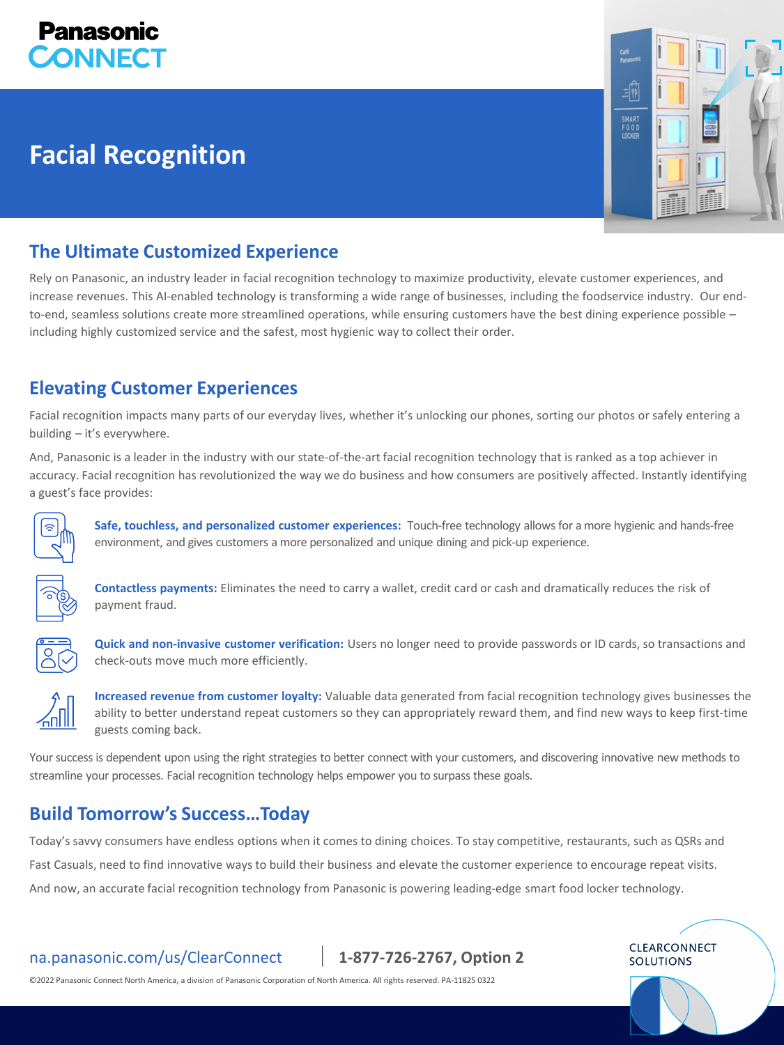Panasonic CONNECT

# Facial Recognition

## The Ultimate Customized Experience

Rely on Panasonic, an industry leader in facial recognition technology to maximize productivity, elevate customer experiences, and increase revenues. This AI-enabled technology is transforming a wide range of businesses, including the foodservice industry. Our end-to-end, seamless solutions create more streamlined operations, while ensuring customers have the best dining experience possible – including highly customized service and the safest, most hygienic way to collect their order.

## Elevating Customer Experiences

Facial recognition impacts many parts of our everyday lives, whether it's unlocking our phones, sorting our photos or safely entering a building – it's everywhere.

And, Panasonic is a leader in the industry with our state-of-the-art facial recognition technology that is ranked as a top achiever in accuracy. Facial recognition has revolutionized the way we do business and how consumers are positively affected. Instantly identifying a guest's face provides:

**Safe, touchless, and personalized customer experiences:** Touch-free technology allows for a more hygienic and hands-free environment, and gives customers a more personalized and unique dining and pick-up experience.

**Contactless payments:** Eliminates the need to carry a wallet, credit card or cash and dramatically reduces the risk of payment fraud.

**Quick and non-invasive customer verification:** Users no longer need to provide passwords or ID cards, so transactions and check-outs move much more efficiently.

**Increased revenue from customer loyalty:** Valuable data generated from facial recognition technology gives businesses the ability to better understand repeat customers so they can appropriately reward them, and find new ways to keep first-time guests coming back.

Your success is dependent upon using the right strategies to better connect with your customers, and discovering innovative new methods to streamline your processes. Facial recognition technology helps empower you to surpass these goals.

## Build Tomorrow's Success...Today

Today's savvy consumers have endless options when it comes to dining choices. To stay competitive, restaurants, such as QSRs and Fast Casuals, need to find innovative ways to build their business and elevate the customer experience to encourage repeat visits.

And now, an accurate facial recognition technology from Panasonic is powering leading-edge smart food locker technology.

na.panasonic.com/us/ClearConnect | **1-877-726-2767, Option 2**

CLEARCONNECT SOLUTIONS

©2022 Panasonic Connect North America, a division of Panasonic Corporation of North America. All rights reserved. PA-11825 0322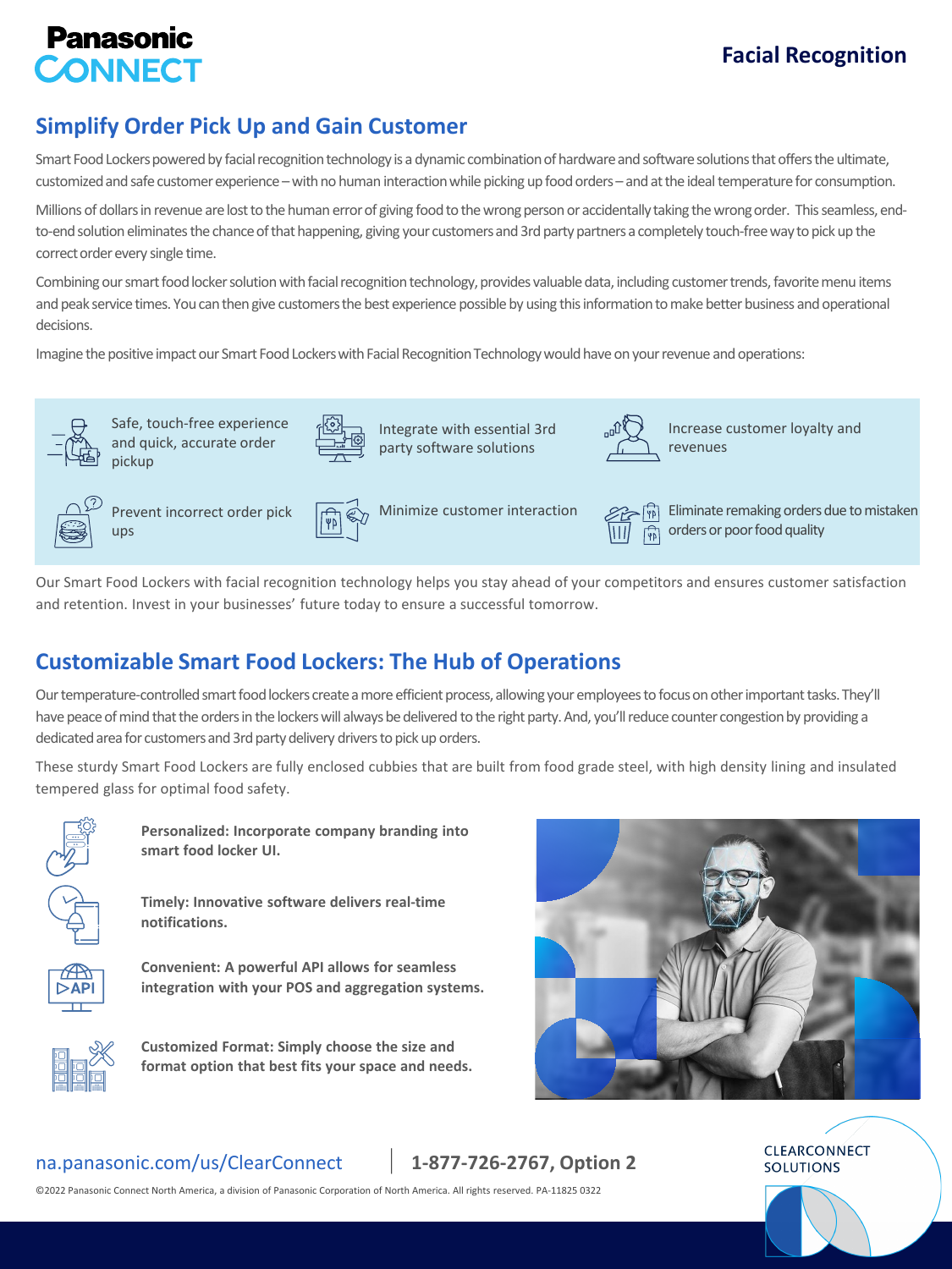Panasonic CONNECT

Facial Recognition

## Simplify Order Pick Up and Gain Customer

Smart Food Lockers powered by facial recognition technology is a dynamic combination of hardware and software solutions that offers the ultimate, customized and safe customer experience – with no human interaction while picking up food orders – and at the ideal temperature for consumption.

Millions of dollars in revenue are lost to the human error of giving food to the wrong person or accidentally taking the wrong order. This seamless, end-to-end solution eliminates the chance of that happening, giving your customers and 3rd party partners a completely touch-free way to pick up the correct order every single time.

Combining our smart food locker solution with facial recognition technology, provides valuable data, including customer trends, favorite menu items and peak service times. You can then give customers the best experience possible by using this information to make better business and operational decisions.

Imagine the positive impact our Smart Food Lockers with Facial Recognition Technology would have on your revenue and operations:

- Safe, touch-free experience and quick, accurate order pickup
- Integrate with essential 3rd party software solutions
- Increase customer loyalty and revenues
- Prevent incorrect order pick ups
- Minimize customer interaction
- Eliminate remaking orders due to mistaken orders or poor food quality

Our Smart Food Lockers with facial recognition technology helps you stay ahead of your competitors and ensures customer satisfaction and retention. Invest in your businesses' future today to ensure a successful tomorrow.

## Customizable Smart Food Lockers: The Hub of Operations

Our temperature-controlled smart food lockers create a more efficient process, allowing your employees to focus on other important tasks. They'll have peace of mind that the orders in the lockers will always be delivered to the right party. And, you'll reduce counter congestion by providing a dedicated area for customers and 3rd party delivery drivers to pick up orders.

These sturdy Smart Food Lockers are fully enclosed cubbies that are built from food grade steel, with high density lining and insulated tempered glass for optimal food safety.

**Personalized: Incorporate company branding into smart food locker UI.**

**Timely: Innovative software delivers real-time notifications.**

**Convenient: A powerful API allows for seamless integration with your POS and aggregation systems.**

**Customized Format: Simply choose the size and format option that best fits your space and needs.**

na.panasonic.com/us/ClearConnect | 1-877-726-2767, Option 2

CLEARCONNECT SOLUTIONS

©2022 Panasonic Connect North America, a division of Panasonic Corporation of North America. All rights reserved. PA-11825 0322